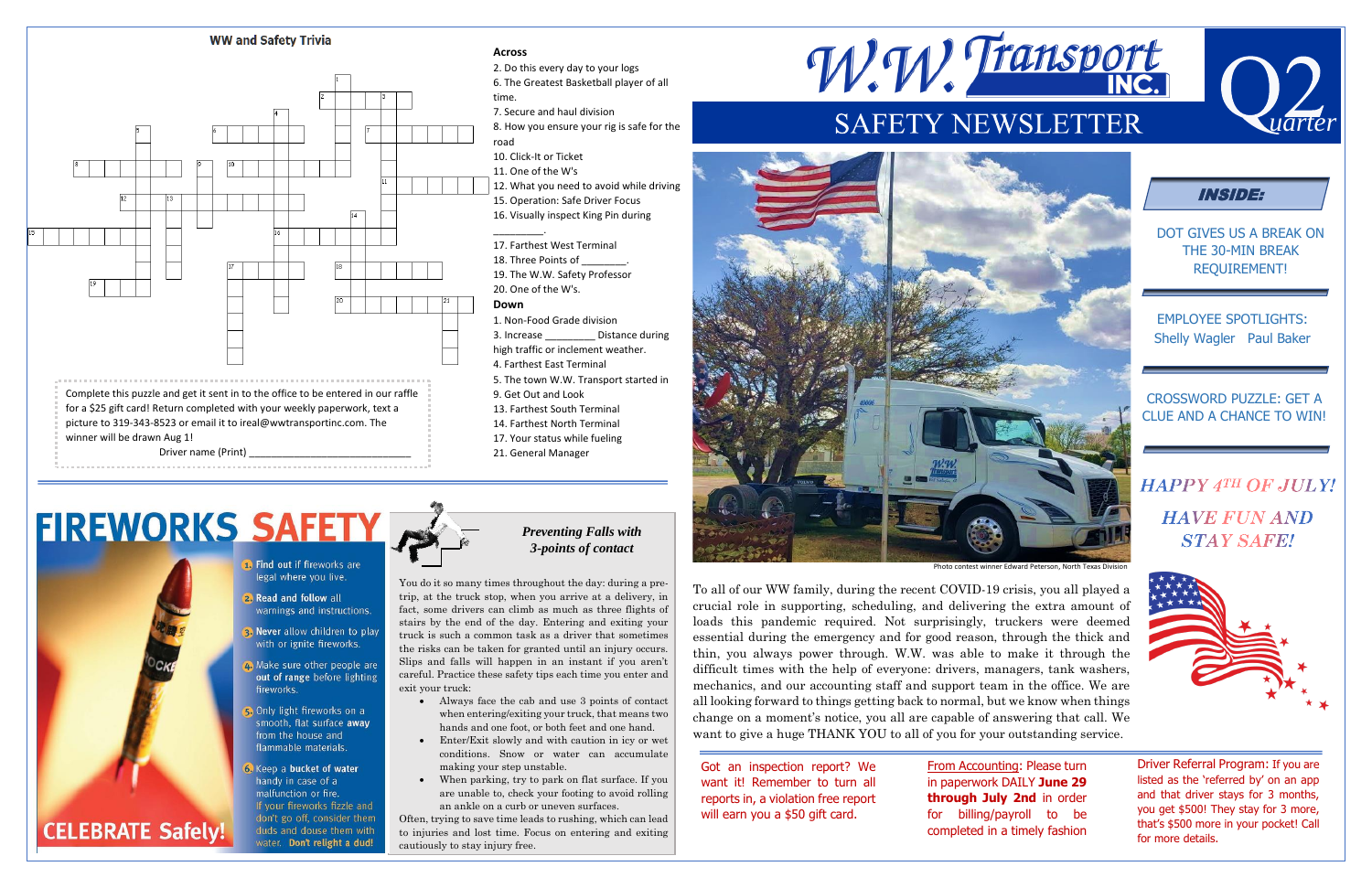# W.W. Transport INC.

## SAFETY NEWSLETTER

Q2 Quarter

### INSIDE:

DOT GIVES US A BREAK ON THE 30-MIN BREAK REQUIREMENT!

EMPLOYEE SPOTLIGHTS: Shelly Wagler Paul Baker

CROSSWORD PUZZLE: GET A CLUE AND A CHANCE TO WIN!

*HAPPY 4TH OF JULY!*

*HAVE FUN AND STAY SAFE!*

Photo contest winner Edward Peterson, North Texas Division

To all of our WW family, during the recent COVID-19 crisis, you all played a crucial role in supporting, scheduling, and delivering the extra amount of loads this pandemic required. Not surprisingly, truckers were deemed essential during the emergency and for good reason, through the thick and thin, you always power through. W.W. was able to make it through the difficult times with the help of everyone: drivers, managers, tank washers, mechanics, and our accounting staff and support team in the office. We are all looking forward to things getting back to normal, but we know when things change on a moment's notice, you all are capable of answering that call. We want to give a huge THANK YOU to all of you for your outstanding service.

Got an inspection report? We want it! Remember to turn all reports in, a violation free report will earn you a $50 gift card.

From Accounting: Please turn in paperwork DAILY **June 29 through July 2nd** in order for billing/payroll to be completed in a timely fashion

Driver Referral Program: If you are listed as the 'referred by' on an app and that driver stays for 3 months, you get $500! They stay for 3 more, that's $500 more in your pocket! Call for more details.

## WW and Safety Trivia

**Across**

2. Do this every day to your logs
6. The Greatest Basketball player of all time.
7. Secure and haul division
8. How you ensure your rig is safe for the road
10. Click-It or Ticket
11. One of the W's
12. What you need to avoid while driving
15. Operation: Safe Driver Focus
16. Visually inspect King Pin during ________.
17. Farthest West Terminal
18. Three Points of ________.
19. The W.W. Safety Professor
20. One of the W's.

**Down**

1. Non-Food Grade division
3. Increase ________ Distance during high traffic or inclement weather.
4. Farthest East Terminal
5. The town W.W. Transport started in
9. Get Out and Look
13. Farthest South Terminal
14. Farthest North Terminal
17. Your status while fueling
21. General Manager

Complete this puzzle and get it sent in to the office to be entered in our raffle for a $25 gift card! Return completed with your weekly paperwork, text a picture to 319-343-8523 or email it to ireal@wwtransportinc.com. The winner will be drawn Aug 1!

Driver name (Print) ______________________________

## FIREWORKS SAFETY

1. Find out if fireworks are legal where you live.
2. Read and follow all warnings and instructions.
3. Never allow children to play with or ignite fireworks.
4. Make sure other people are out of range before lighting fireworks.
5. Only light fireworks on a smooth, flat surface away from the house and flammable materials.
6. Keep a bucket of water handy in case of a malfunction or fire. If your fireworks fizzle and don't go off, consider them duds and douse them with water. Don't relight a dud!

CELEBRATE Safely!

### *Preventing Falls with 3-points of contact*

You do it so many times throughout the day: during a pre-trip, at the truck stop, when you arrive at a delivery, in fact, some drivers can climb as much as three flights of stairs by the end of the day. Entering and exiting your truck is such a common task as a driver that sometimes the risks can be taken for granted until an injury occurs. Slips and falls will happen in an instant if you aren't careful. Practice these safety tips each time you enter and exit your truck:

- Always face the cab and use 3 points of contact when entering/exiting your truck, that means two hands and one foot, or both feet and one hand.
- Enter/Exit slowly and with caution in icy or wet conditions. Snow or water can accumulate making your step unstable.
- When parking, try to park on flat surface. If you are unable to, check your footing to avoid rolling an ankle on a curb or uneven surfaces.

Often, trying to save time leads to rushing, which can lead to injuries and lost time. Focus on entering and exiting cautiously to stay injury free.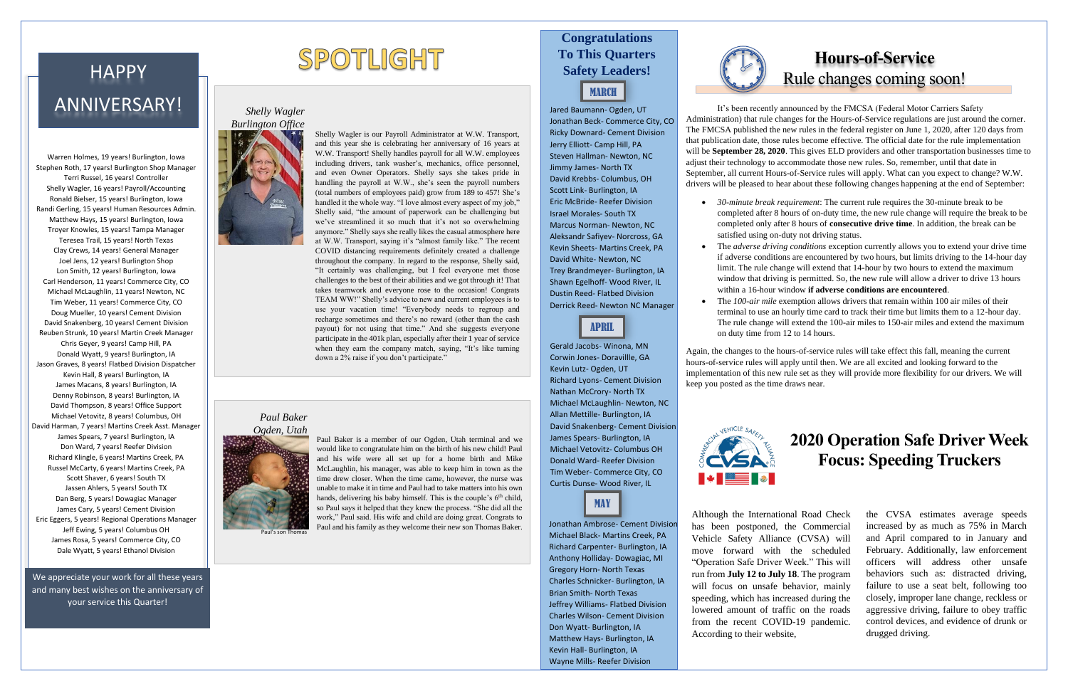# HAPPY ANNIVERSARY!

Warren Holmes, 19 years! Burlington, Iowa
Stephen Roth, 17 years! Burlington Shop Manager
Terri Russel, 16 years! Controller
Shelly Wagler, 16 years! Payroll/Accounting
Ronald Bielser, 15 years! Burlington, Iowa
Randi Gerling, 15 years! Human Resources Admin.
Matthew Hays, 15 years! Burlington, Iowa
Troyer Knowles, 15 years! Tampa Manager
Teresea Trail, 15 years! North Texas
Clay Crews, 14 years! General Manager
Joel Jens, 12 years! Burlington Shop
Lon Smith, 12 years! Burlington, Iowa
Carl Henderson, 11 years! Commerce City, CO
Michael McLaughlin, 11 years! Newton, NC
Tim Weber, 11 years! Commerce City, CO
Doug Mueller, 10 years! Cement Division
David Snakenberg, 10 years! Cement Division
Reuben Strunk, 10 years! Martin Creek Manager
Chris Geyer, 9 years! Camp Hill, PA
Donald Wyatt, 9 years! Burlington, IA
Jason Graves, 8 years! Flatbed Division Dispatcher
Kevin Hall, 8 years! Burlington, IA
James Macans, 8 years! Burlington, IA
Denny Robinson, 8 years! Burlington, IA
David Thompson, 8 years! Office Support
Michael Vetovitz, 8 years! Columbus, OH
David Harman, 7 years! Martins Creek Asst. Manager
James Spears, 7 years! Burlington, IA
Don Ward, 7 years! Reefer Division
Richard Klingle, 6 years! Martins Creek, PA
Russel McCarty, 6 years! Martins Creek, PA
Scott Shaver, 6 years! South TX
Jassen Ahlers, 5 years! South TX
Dan Berg, 5 years! Dowagiac Manager
James Cary, 5 years! Cement Division
Eric Eggers, 5 years! Regional Operations Manager
Jeff Ewing, 5 years! Columbus OH
James Rosa, 5 years! Commerce City, CO
Dale Wyatt, 5 years! Ethanol Division

We appreciate your work for all these years and many best wishes on the anniversary of your service this Quarter!

# SPOTLIGHT

*Shelly Wagler*
*Burlington Office*

Shelly Wagler is our Payroll Administrator at W.W. Transport, and this year she is celebrating her anniversary of 16 years at W.W. Transport! Shelly handles payroll for all W.W. employees including drivers, tank washer's, mechanics, office personnel, and even Owner Operators. Shelly says she takes pride in handling the payroll at W.W., she's seen the payroll numbers (total numbers of employees paid) grow from 189 to 457! She's handled it the whole way. "I love almost every aspect of my job," Shelly said, "the amount of paperwork can be challenging but we've streamlined it so much that it's not so overwhelming anymore." Shelly says she really likes the casual atmosphere here at W.W. Transport, saying it's "almost family like." The recent COVID distancing requirements definitely created a challenge throughout the company. In regard to the response, Shelly said, "It certainly was challenging, but I feel everyone met those challenges to the best of their abilities and we got through it! That takes teamwork and everyone rose to the occasion! Congrats TEAM WW!" Shelly's advice to new and current employees is to use your vacation time! "Everybody needs to regroup and recharge sometimes and there's no reward (other than the cash payout) for not using that time." And she suggests everyone participate in the 401k plan, especially after their 1 year of service when they earn the company match, saying, "It's like turning down a 2% raise if you don't participate."

*Paul Baker*
*Ogden, Utah*

Paul's son Thomas

Paul Baker is a member of our Ogden, Utah terminal and we would like to congratulate him on the birth of his new child! Paul and his wife were all set up for a home birth and Mike McLaughlin, his manager, was able to keep him in town as the time drew closer. When the time came, however, the nurse was unable to make it in time and Paul had to take matters into his own hands, delivering his baby himself. This is the couple's 6th child, so Paul says it helped that they knew the process. "She did all the work," Paul said. His wife and child are doing great. Congrats to Paul and his family as they welcome their new son Thomas Baker.

## Congratulations To This Quarters Safety Leaders!

### MARCH

Jared Baumann- Ogden, UT
Jonathan Beck- Commerce City, CO
Ricky Downard- Cement Division
Jerry Elliott- Camp Hill, PA
Steven Hallman- Newton, NC
Jimmy James- North TX
David Krebbs- Columbus, OH
Scott Link- Burlington, IA
Eric McBride- Reefer Division
Israel Morales- South TX
Marcus Norman- Newton, NC
Aleksandr Safiyev- Norcross, GA
Kevin Sheets- Martins Creek, PA
David White- Newton, NC
Trey Brandmeyer- Burlington, IA
Shawn Egelhoff- Wood River, IL
Dustin Reed- Flatbed Division
Derrick Reed- Newton NC Manager

### APRIL

Gerald Jacobs- Winona, MN
Corwin Jones- Doravillle, GA
Kevin Lutz- Ogden, UT
Richard Lyons- Cement Division
Nathan McCrory- North TX
Michael McLaughlin- Newton, NC
Allan Mettille- Burlington, IA
David Snakenberg- Cement Division
James Spears- Burlington, IA
Michael Vetovitz- Columbus OH
Donald Ward- Reefer Division
Tim Weber- Commerce City, CO
Curtis Dunse- Wood River, IL

### MAY

Jonathan Ambrose- Cement Division
Michael Black- Martins Creek, PA
Richard Carpenter- Burlington, IA
Anthony Holliday- Dowagiac, MI
Gregory Horn- North Texas
Charles Schnicker- Burlington, IA
Brian Smith- North Texas
Jeffrey Williams- Flatbed Division
Charles Wilson- Cement Division
Don Wyatt- Burlington, IA
Matthew Hays- Burlington, IA
Kevin Hall- Burlington, IA
Wayne Mills- Reefer Division

# Hours-of-Service Rule changes coming soon!

It's been recently announced by the FMCSA (Federal Motor Carriers Safety Administration) that rule changes for the Hours-of-Service regulations are just around the corner. The FMCSA published the new rules in the federal register on June 1, 2020, after 120 days from that publication date, those rules become effective. The official date for the rule implementation will be **September 28, 2020**. This gives ELD providers and other transportation businesses time to adjust their technology to accommodate those new rules. So, remember, until that date in September, all current Hours-of-Service rules will apply. What can you expect to change? W.W. drivers will be pleased to hear about these following changes happening at the end of September:

- *30-minute break requirement*: The current rule requires the 30-minute break to be completed after 8 hours of on-duty time, the new rule change will require the break to be completed only after 8 hours of **consecutive drive time**. In addition, the break can be satisfied using on-duty not driving status.
- The *adverse driving conditions* exception currently allows you to extend your drive time if adverse conditions are encountered by two hours, but limits driving to the 14-hour day limit. The rule change will extend that 14-hour by two hours to extend the maximum window that driving is permitted. So, the new rule will allow a driver to drive 13 hours within a 16-hour window **if adverse conditions are encountered**.
- The *100-air mile* exemption allows drivers that remain within 100 air miles of their terminal to use an hourly time card to track their time but limits them to a 12-hour day. The rule change will extend the 100-air miles to 150-air miles and extend the maximum on duty time from 12 to 14 hours.

Again, the changes to the hours-of-service rules will take effect this fall, meaning the current hours-of-service rules will apply until then. We are all excited and looking forward to the implementation of this new rule set as they will provide more flexibility for our drivers. We will keep you posted as the time draws near.

# 2020 Operation Safe Driver Week Focus: Speeding Truckers

Although the International Road Check has been postponed, the Commercial Vehicle Safety Alliance (CVSA) will move forward with the scheduled "Operation Safe Driver Week." This will run from **July 12 to July 18**. The program will focus on unsafe behavior, mainly speeding, which has increased during the lowered amount of traffic on the roads from the recent COVID-19 pandemic. According to their website, the CVSA estimates average speeds increased by as much as 75% in March and April compared to in January and February. Additionally, law enforcement officers will address other unsafe behaviors such as: distracted driving, failure to use a seat belt, following too closely, improper lane change, reckless or aggressive driving, failure to obey traffic control devices, and evidence of drunk or drugged driving.